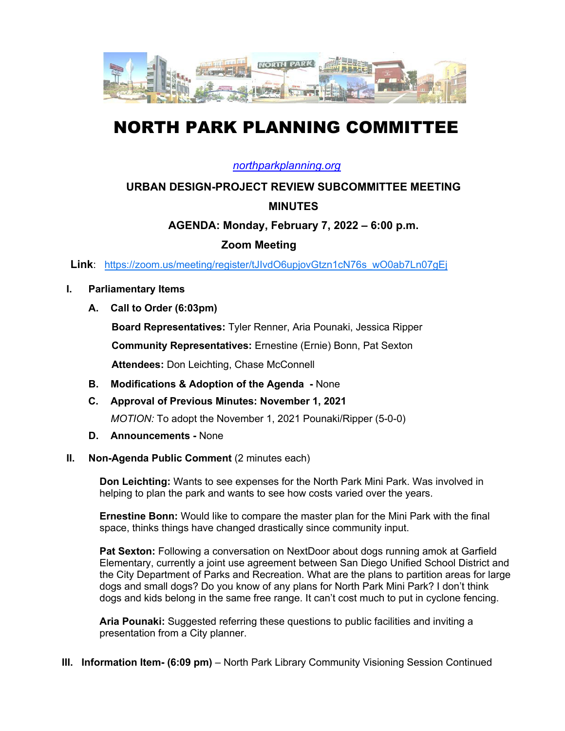# NORTH PARK PLANNING COMMITTEE

northparkplanning.org

## URBAN DESIGN-PROJECT REVIEW SUBCOMMITTEE MEETING

## MINUTES

**AGENDA: Monday, February 7, 2022 – 6:00 p.m.**

**Zoom Meeting**

**Link**: https://zoom.us/meeting/register/tJIvdO6upjovGtzn1cN76s_wO0ab7Ln07gEj

**I. Parliamentary Items**

**A. Call to Order (6:03pm)**

**Board Representatives:** Tyler Renner, Aria Pounaki, Jessica Ripper

**Community Representatives:** Ernestine (Ernie) Bonn, Pat Sexton

**Attendees:** Don Leichting, Chase McConnell

**B. Modifications & Adoption of the Agenda -** None

**C. Approval of Previous Minutes: November 1, 2021**

*MOTION:* To adopt the November 1, 2021 Pounaki/Ripper (5-0-0)

**D. Announcements -** None

**II. Non-Agenda Public Comment** (2 minutes each)

**Don Leichting:** Wants to see expenses for the North Park Mini Park. Was involved in helping to plan the park and wants to see how costs varied over the years.

**Ernestine Bonn:** Would like to compare the master plan for the Mini Park with the final space, thinks things have changed drastically since community input.

**Pat Sexton:** Following a conversation on NextDoor about dogs running amok at Garfield Elementary, currently a joint use agreement between San Diego Unified School District and the City Department of Parks and Recreation. What are the plans to partition areas for large dogs and small dogs? Do you know of any plans for North Park Mini Park? I don't think dogs and kids belong in the same free range. It can't cost much to put in cyclone fencing.

**Aria Pounaki:** Suggested referring these questions to public facilities and inviting a presentation from a City planner.

**III. Information Item- (6:09 pm)** – North Park Library Community Visioning Session Continued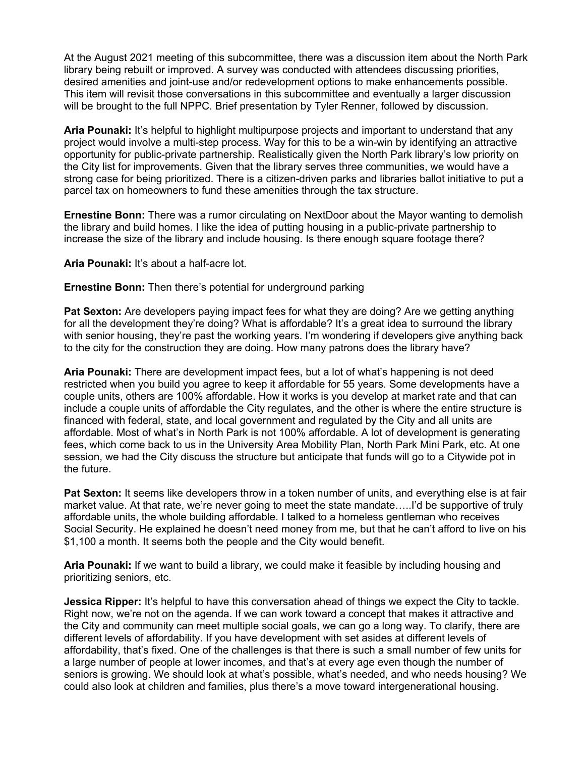At the August 2021 meeting of this subcommittee, there was a discussion item about the North Park library being rebuilt or improved. A survey was conducted with attendees discussing priorities, desired amenities and joint-use and/or redevelopment options to make enhancements possible. This item will revisit those conversations in this subcommittee and eventually a larger discussion will be brought to the full NPPC. Brief presentation by Tyler Renner, followed by discussion.

**Aria Pounaki:** It's helpful to highlight multipurpose projects and important to understand that any project would involve a multi-step process. Way for this to be a win-win by identifying an attractive opportunity for public-private partnership. Realistically given the North Park library's low priority on the City list for improvements. Given that the library serves three communities, we would have a strong case for being prioritized. There is a citizen-driven parks and libraries ballot initiative to put a parcel tax on homeowners to fund these amenities through the tax structure.

**Ernestine Bonn:** There was a rumor circulating on NextDoor about the Mayor wanting to demolish the library and build homes. I like the idea of putting housing in a public-private partnership to increase the size of the library and include housing. Is there enough square footage there?

**Aria Pounaki:** It's about a half-acre lot.

**Ernestine Bonn:** Then there's potential for underground parking

**Pat Sexton:** Are developers paying impact fees for what they are doing? Are we getting anything for all the development they're doing? What is affordable? It's a great idea to surround the library with senior housing, they're past the working years. I'm wondering if developers give anything back to the city for the construction they are doing. How many patrons does the library have?

**Aria Pounaki:** There are development impact fees, but a lot of what's happening is not deed restricted when you build you agree to keep it affordable for 55 years. Some developments have a couple units, others are 100% affordable. How it works is you develop at market rate and that can include a couple units of affordable the City regulates, and the other is where the entire structure is financed with federal, state, and local government and regulated by the City and all units are affordable. Most of what's in North Park is not 100% affordable. A lot of development is generating fees, which come back to us in the University Area Mobility Plan, North Park Mini Park, etc. At one session, we had the City discuss the structure but anticipate that funds will go to a Citywide pot in the future.

**Pat Sexton:** It seems like developers throw in a token number of units, and everything else is at fair market value. At that rate, we're never going to meet the state mandate…..I'd be supportive of truly affordable units, the whole building affordable. I talked to a homeless gentleman who receives Social Security. He explained he doesn't need money from me, but that he can't afford to live on his $1,100 a month. It seems both the people and the City would benefit.

**Aria Pounaki:** If we want to build a library, we could make it feasible by including housing and prioritizing seniors, etc.

**Jessica Ripper:** It's helpful to have this conversation ahead of things we expect the City to tackle. Right now, we're not on the agenda. If we can work toward a concept that makes it attractive and the City and community can meet multiple social goals, we can go a long way. To clarify, there are different levels of affordability. If you have development with set asides at different levels of affordability, that's fixed. One of the challenges is that there is such a small number of few units for a large number of people at lower incomes, and that's at every age even though the number of seniors is growing. We should look at what's possible, what's needed, and who needs housing? We could also look at children and families, plus there's a move toward intergenerational housing.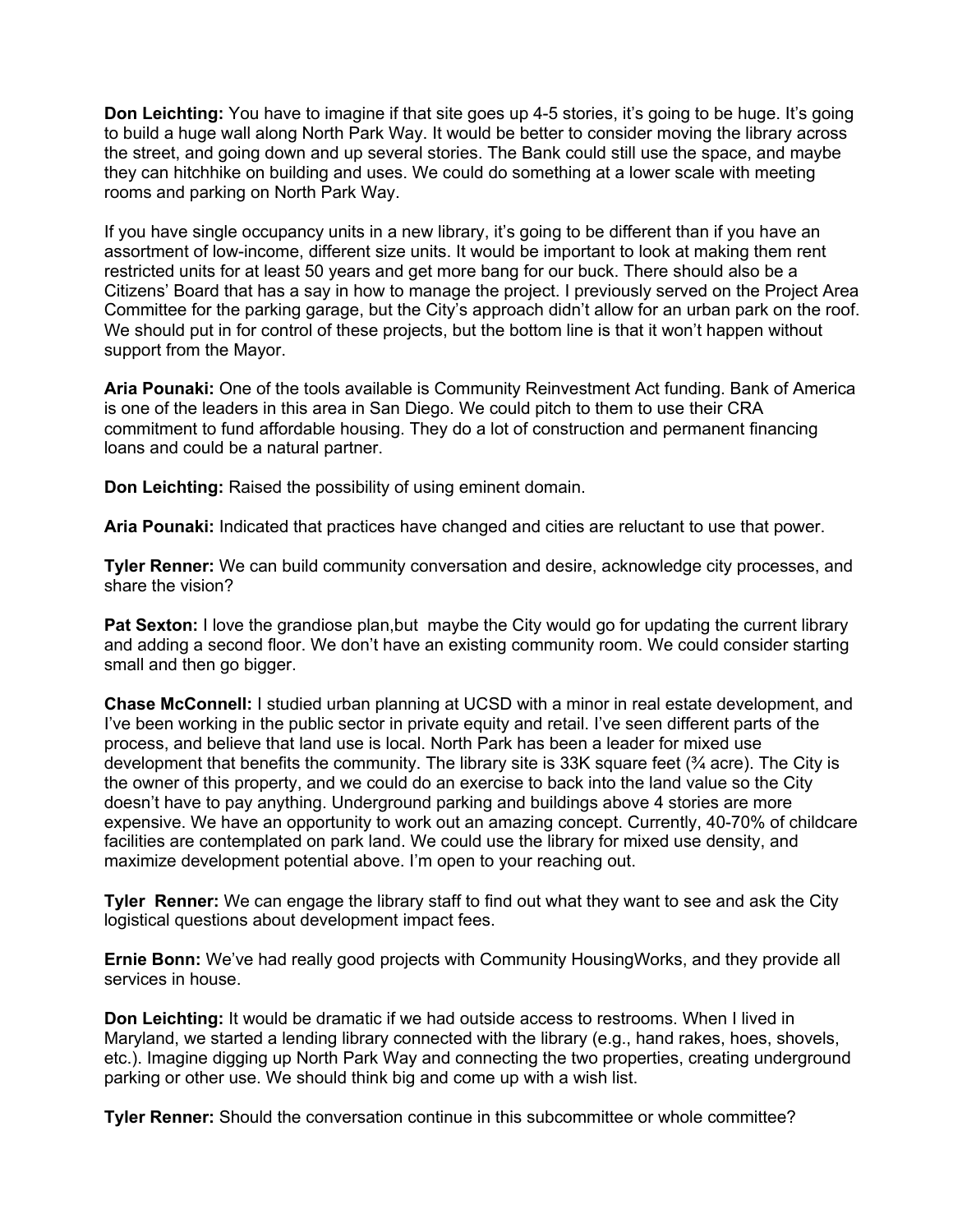**Don Leichting:** You have to imagine if that site goes up 4-5 stories, it's going to be huge. It's going to build a huge wall along North Park Way. It would be better to consider moving the library across the street, and going down and up several stories. The Bank could still use the space, and maybe they can hitchhike on building and uses. We could do something at a lower scale with meeting rooms and parking on North Park Way.

If you have single occupancy units in a new library, it's going to be different than if you have an assortment of low-income, different size units. It would be important to look at making them rent restricted units for at least 50 years and get more bang for our buck. There should also be a Citizens' Board that has a say in how to manage the project. I previously served on the Project Area Committee for the parking garage, but the City's approach didn't allow for an urban park on the roof. We should put in for control of these projects, but the bottom line is that it won't happen without support from the Mayor.

**Aria Pounaki:** One of the tools available is Community Reinvestment Act funding. Bank of America is one of the leaders in this area in San Diego. We could pitch to them to use their CRA commitment to fund affordable housing. They do a lot of construction and permanent financing loans and could be a natural partner.

**Don Leichting:** Raised the possibility of using eminent domain.

**Aria Pounaki:** Indicated that practices have changed and cities are reluctant to use that power.

**Tyler Renner:** We can build community conversation and desire, acknowledge city processes, and share the vision?

**Pat Sexton:** I love the grandiose plan,but  maybe the City would go for updating the current library and adding a second floor. We don't have an existing community room. We could consider starting small and then go bigger.

**Chase McConnell:** I studied urban planning at UCSD with a minor in real estate development, and I've been working in the public sector in private equity and retail. I've seen different parts of the process, and believe that land use is local. North Park has been a leader for mixed use development that benefits the community. The library site is 33K square feet (¾ acre). The City is the owner of this property, and we could do an exercise to back into the land value so the City doesn't have to pay anything. Underground parking and buildings above 4 stories are more expensive. We have an opportunity to work out an amazing concept. Currently, 40-70% of childcare facilities are contemplated on park land. We could use the library for mixed use density, and maximize development potential above. I'm open to your reaching out.

**Tyler  Renner:** We can engage the library staff to find out what they want to see and ask the City logistical questions about development impact fees.

**Ernie Bonn:** We've had really good projects with Community HousingWorks, and they provide all services in house.

**Don Leichting:** It would be dramatic if we had outside access to restrooms. When I lived in Maryland, we started a lending library connected with the library (e.g., hand rakes, hoes, shovels, etc.). Imagine digging up North Park Way and connecting the two properties, creating underground parking or other use. We should think big and come up with a wish list.

**Tyler Renner:** Should the conversation continue in this subcommittee or whole committee?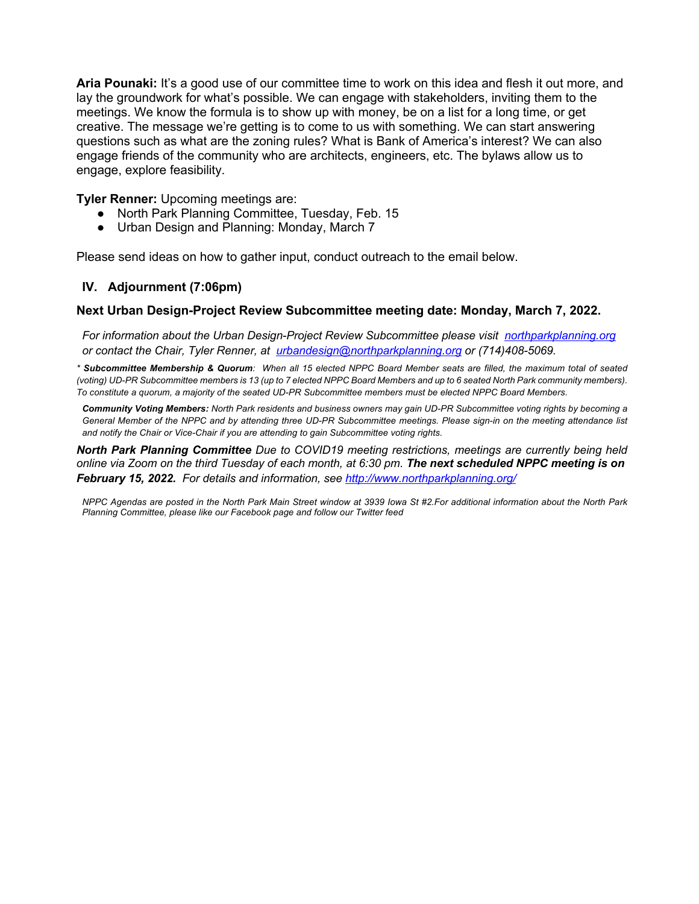**Aria Pounaki:** It's a good use of our committee time to work on this idea and flesh it out more, and lay the groundwork for what's possible. We can engage with stakeholders, inviting them to the meetings. We know the formula is to show up with money, be on a list for a long time, or get creative. The message we're getting is to come to us with something. We can start answering questions such as what are the zoning rules? What is Bank of America's interest? We can also engage friends of the community who are architects, engineers, etc. The bylaws allow us to engage, explore feasibility.

**Tyler Renner:** Upcoming meetings are:

- North Park Planning Committee, Tuesday, Feb. 15
- Urban Design and Planning: Monday, March 7

Please send ideas on how to gather input, conduct outreach to the email below.

## IV. Adjournment (7:06pm)

**Next Urban Design-Project Review Subcommittee meeting date: Monday, March 7, 2022.**

*For information about the Urban Design-Project Review Subcommittee please visit [northparkplanning.org](northparkplanning.org) or contact the Chair, Tyler Renner, at [urbandesign@northparkplanning.org](mailto:urbandesign@northparkplanning.org) or (714)408-5069.*

*\* **Subcommittee Membership & Quorum**: When all 15 elected NPPC Board Member seats are filled, the maximum total of seated (voting) UD-PR Subcommittee members is 13 (up to 7 elected NPPC Board Members and up to 6 seated North Park community members). To constitute a quorum, a majority of the seated UD-PR Subcommittee members must be elected NPPC Board Members.*

***Community Voting Members:** North Park residents and business owners may gain UD-PR Subcommittee voting rights by becoming a General Member of the NPPC and by attending three UD-PR Subcommittee meetings. Please sign-in on the meeting attendance list and notify the Chair or Vice-Chair if you are attending to gain Subcommittee voting rights.*

***North Park Planning Committee** Due to COVID19 meeting restrictions, meetings are currently being held online via Zoom on the third Tuesday of each month, at 6:30 pm. **The next scheduled NPPC meeting is on February 15, 2022.** For details and information, see [http://www.northparkplanning.org/](http://www.northparkplanning.org/)*

*NPPC Agendas are posted in the North Park Main Street window at 3939 Iowa St #2.For additional information about the North Park Planning Committee, please like our Facebook page and follow our Twitter feed*